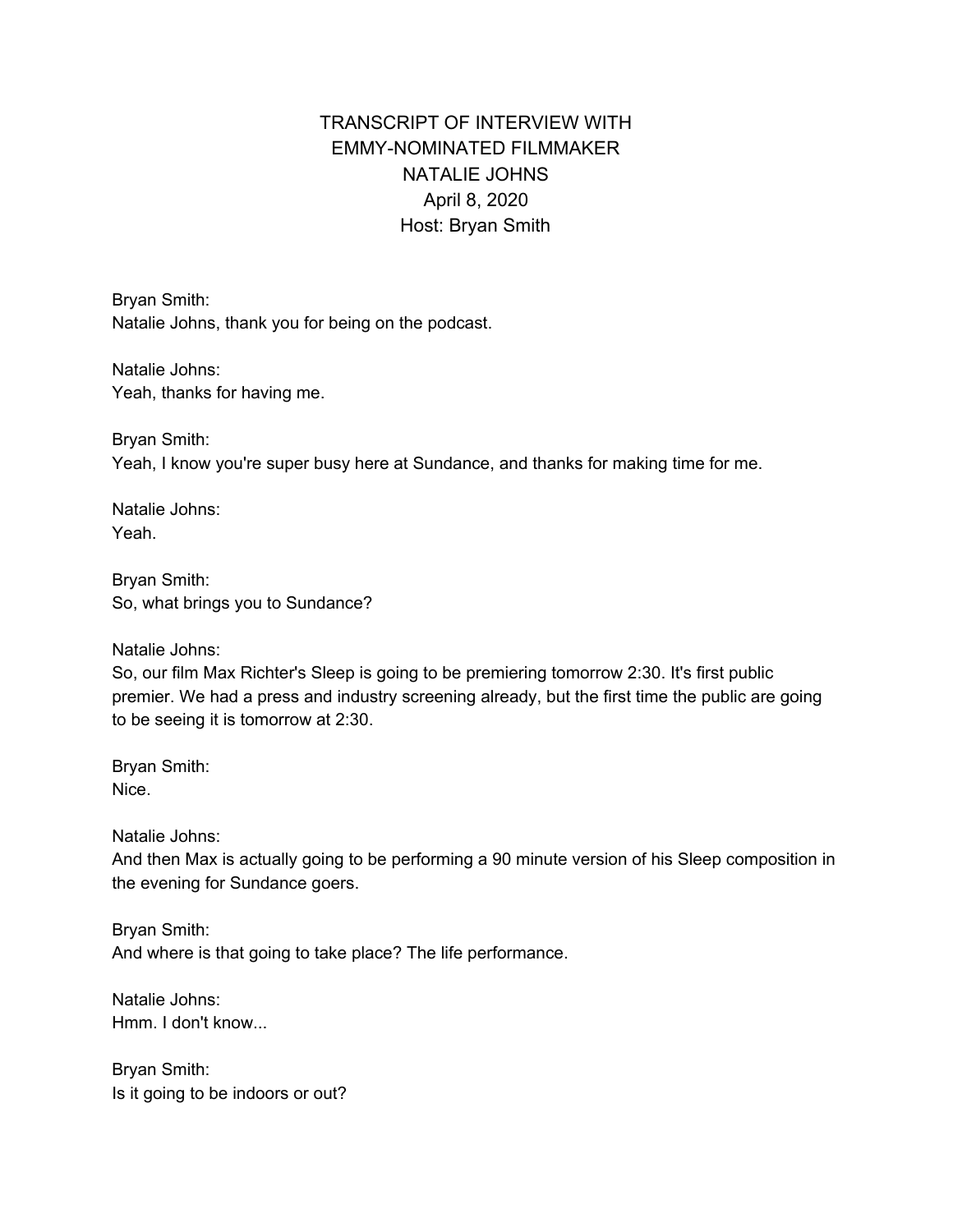# TRANSCRIPT OF INTERVIEW WITH EMMY-NOMINATED FILMMAKER NATALIE JOHNS

April 8, 2020

Host: Bryan Smith

Bryan Smith:
Natalie Johns, thank you for being on the podcast.

Natalie Johns:
Yeah, thanks for having me.

Bryan Smith:
Yeah, I know you're super busy here at Sundance, and thanks for making time for me.

Natalie Johns:
Yeah.

Bryan Smith:
So, what brings you to Sundance?

Natalie Johns:
So, our film Max Richter's Sleep is going to be premiering tomorrow 2:30. It's first public premier. We had a press and industry screening already, but the first time the public are going to be seeing it is tomorrow at 2:30.

Bryan Smith:
Nice.

Natalie Johns:
And then Max is actually going to be performing a 90 minute version of his Sleep composition in the evening for Sundance goers.

Bryan Smith:
And where is that going to take place? The life performance.

Natalie Johns:
Hmm. I don't know...

Bryan Smith:
Is it going to be indoors or out?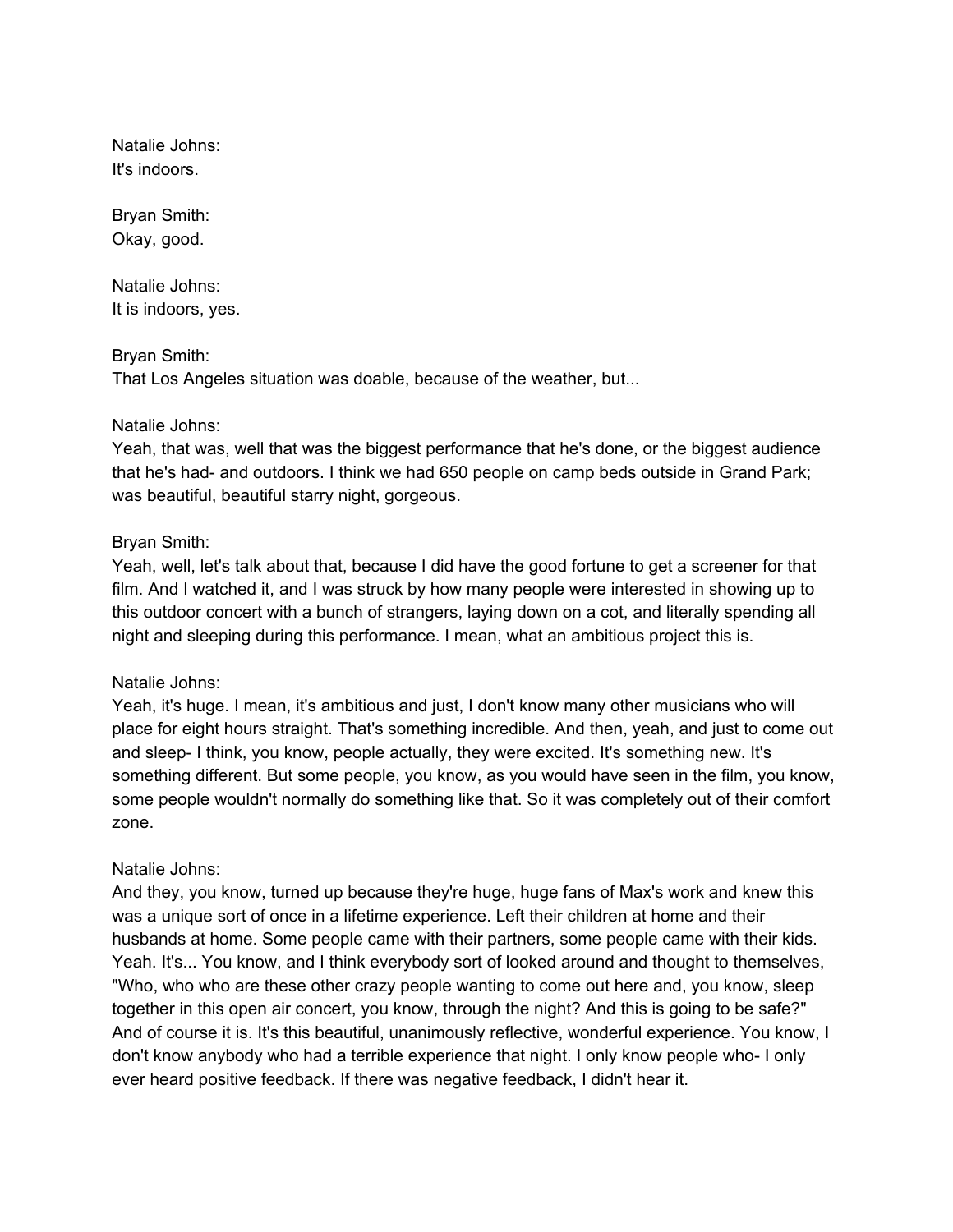Natalie Johns:
It's indoors.

Bryan Smith:
Okay, good.

Natalie Johns:
It is indoors, yes.

Bryan Smith:
That Los Angeles situation was doable, because of the weather, but...

Natalie Johns:
Yeah, that was, well that was the biggest performance that he's done, or the biggest audience that he's had- and outdoors. I think we had 650 people on camp beds outside in Grand Park; was beautiful, beautiful starry night, gorgeous.

Bryan Smith:
Yeah, well, let's talk about that, because I did have the good fortune to get a screener for that film. And I watched it, and I was struck by how many people were interested in showing up to this outdoor concert with a bunch of strangers, laying down on a cot, and literally spending all night and sleeping during this performance. I mean, what an ambitious project this is.

Natalie Johns:
Yeah, it's huge. I mean, it's ambitious and just, I don't know many other musicians who will place for eight hours straight. That's something incredible. And then, yeah, and just to come out and sleep- I think, you know, people actually, they were excited. It's something new. It's something different. But some people, you know, as you would have seen in the film, you know, some people wouldn't normally do something like that. So it was completely out of their comfort zone.

Natalie Johns:
And they, you know, turned up because they're huge, huge fans of Max's work and knew this was a unique sort of once in a lifetime experience. Left their children at home and their husbands at home. Some people came with their partners, some people came with their kids. Yeah. It's... You know, and I think everybody sort of looked around and thought to themselves, "Who, who who are these other crazy people wanting to come out here and, you know, sleep together in this open air concert, you know, through the night? And this is going to be safe?" And of course it is. It's this beautiful, unanimously reflective, wonderful experience. You know, I don't know anybody who had a terrible experience that night. I only know people who- I only ever heard positive feedback. If there was negative feedback, I didn't hear it.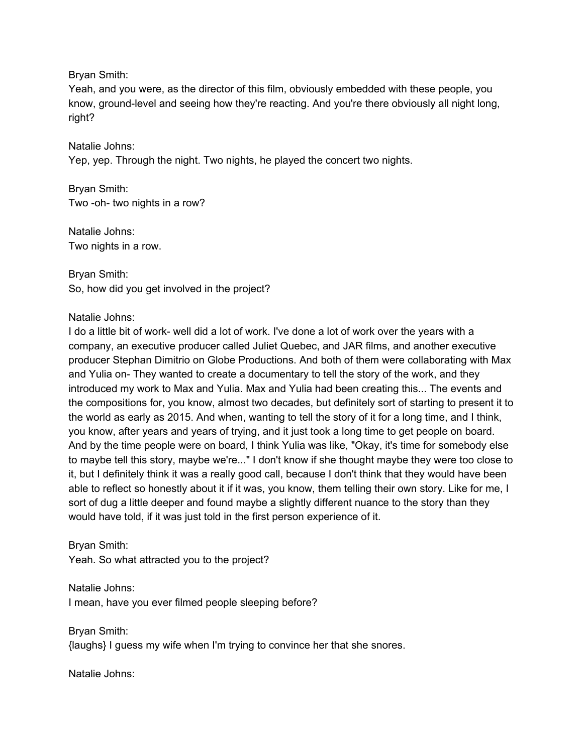Bryan Smith:
Yeah, and you were, as the director of this film, obviously embedded with these people, you know, ground-level and seeing how they're reacting. And you're there obviously all night long, right?

Natalie Johns:
Yep, yep. Through the night. Two nights, he played the concert two nights.

Bryan Smith:
Two -oh- two nights in a row?

Natalie Johns:
Two nights in a row.

Bryan Smith:
So, how did you get involved in the project?

Natalie Johns:
I do a little bit of work- well did a lot of work. I've done a lot of work over the years with a company, an executive producer called Juliet Quebec, and JAR films, and another executive producer Stephan Dimitrio on Globe Productions. And both of them were collaborating with Max and Yulia on- They wanted to create a documentary to tell the story of the work, and they introduced my work to Max and Yulia. Max and Yulia had been creating this... The events and the compositions for, you know, almost two decades, but definitely sort of starting to present it to the world as early as 2015. And when, wanting to tell the story of it for a long time, and I think, you know, after years and years of trying, and it just took a long time to get people on board. And by the time people were on board, I think Yulia was like, "Okay, it's time for somebody else to maybe tell this story, maybe we're..." I don't know if she thought maybe they were too close to it, but I definitely think it was a really good call, because I don't think that they would have been able to reflect so honestly about it if it was, you know, them telling their own story. Like for me, I sort of dug a little deeper and found maybe a slightly different nuance to the story than they would have told, if it was just told in the first person experience of it.

Bryan Smith:
Yeah. So what attracted you to the project?

Natalie Johns:
I mean, have you ever filmed people sleeping before?

Bryan Smith:
{laughs} I guess my wife when I'm trying to convince her that she snores.

Natalie Johns: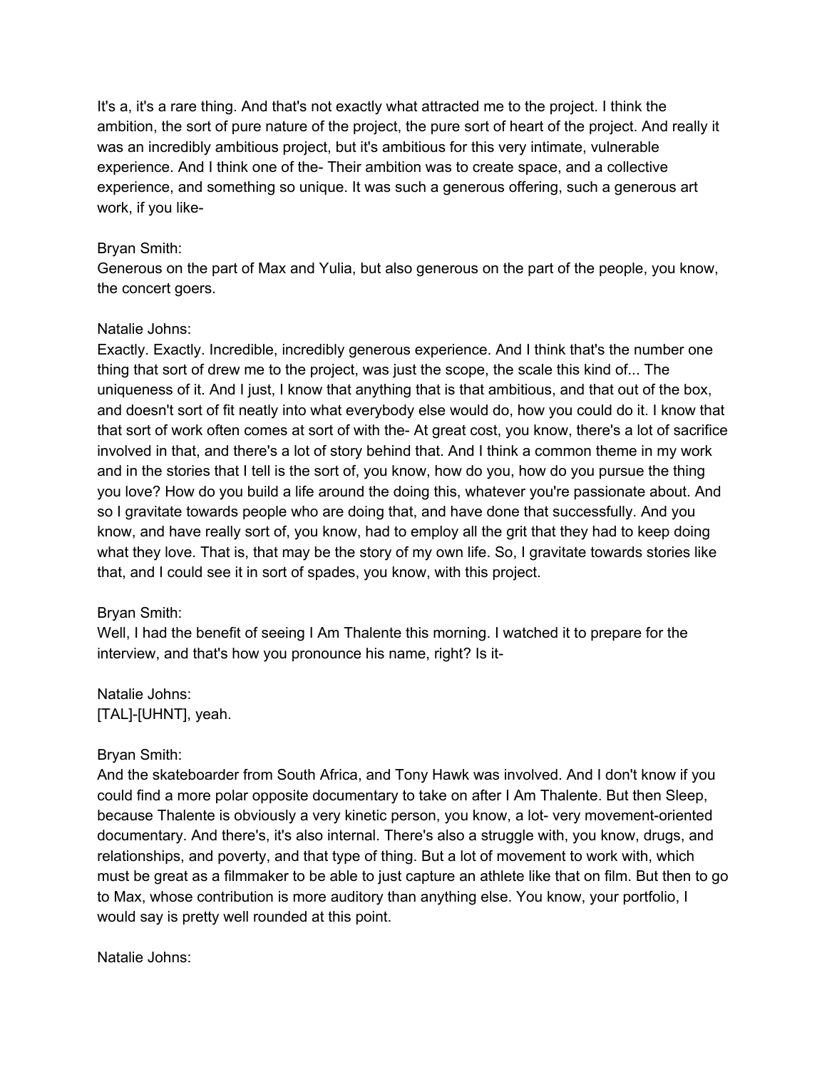It's a, it's a rare thing. And that's not exactly what attracted me to the project. I think the ambition, the sort of pure nature of the project, the pure sort of heart of the project. And really it was an incredibly ambitious project, but it's ambitious for this very intimate, vulnerable experience. And I think one of the- Their ambition was to create space, and a collective experience, and something so unique. It was such a generous offering, such a generous art work, if you like-

Bryan Smith:
Generous on the part of Max and Yulia, but also generous on the part of the people, you know, the concert goers.

Natalie Johns:
Exactly. Exactly. Incredible, incredibly generous experience. And I think that's the number one thing that sort of drew me to the project, was just the scope, the scale this kind of... The uniqueness of it. And I just, I know that anything that is that ambitious, and that out of the box, and doesn't sort of fit neatly into what everybody else would do, how you could do it. I know that that sort of work often comes at sort of with the- At great cost, you know, there's a lot of sacrifice involved in that, and there's a lot of story behind that. And I think a common theme in my work and in the stories that I tell is the sort of, you know, how do you, how do you pursue the thing you love? How do you build a life around the doing this, whatever you're passionate about. And so I gravitate towards people who are doing that, and have done that successfully. And you know, and have really sort of, you know, had to employ all the grit that they had to keep doing what they love. That is, that may be the story of my own life. So, I gravitate towards stories like that, and I could see it in sort of spades, you know, with this project.

Bryan Smith:
Well, I had the benefit of seeing I Am Thalente this morning. I watched it to prepare for the interview, and that's how you pronounce his name, right? Is it-

Natalie Johns:
[TAL]-[UHNT], yeah.

Bryan Smith:
And the skateboarder from South Africa, and Tony Hawk was involved. And I don't know if you could find a more polar opposite documentary to take on after I Am Thalente. But then Sleep, because Thalente is obviously a very kinetic person, you know, a lot- very movement-oriented documentary. And there's, it's also internal. There's also a struggle with, you know, drugs, and relationships, and poverty, and that type of thing. But a lot of movement to work with, which must be great as a filmmaker to be able to just capture an athlete like that on film. But then to go to Max, whose contribution is more auditory than anything else. You know, your portfolio, I would say is pretty well rounded at this point.

Natalie Johns: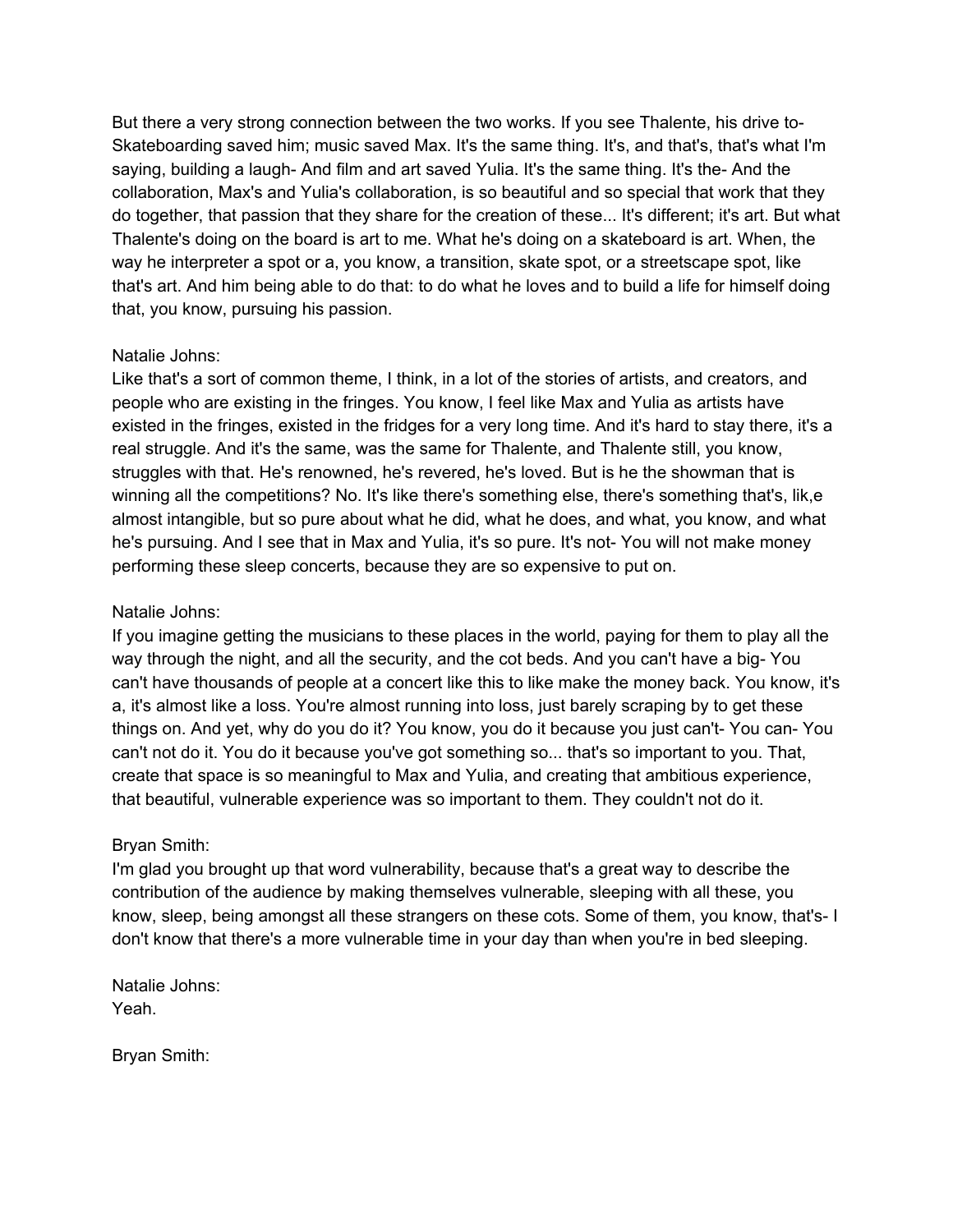But there a very strong connection between the two works. If you see Thalente, his drive to- Skateboarding saved him; music saved Max. It's the same thing. It's, and that's, that's what I'm saying, building a laugh- And film and art saved Yulia. It's the same thing. It's the- And the collaboration, Max's and Yulia's collaboration, is so beautiful and so special that work that they do together, that passion that they share for the creation of these... It's different; it's art. But what Thalente's doing on the board is art to me. What he's doing on a skateboard is art. When, the way he interpreter a spot or a, you know, a transition, skate spot, or a streetscape spot, like that's art. And him being able to do that: to do what he loves and to build a life for himself doing that, you know, pursuing his passion.

Natalie Johns:
Like that's a sort of common theme, I think, in a lot of the stories of artists, and creators, and people who are existing in the fringes. You know, I feel like Max and Yulia as artists have existed in the fringes, existed in the fridges for a very long time. And it's hard to stay there, it's a real struggle. And it's the same, was the same for Thalente, and Thalente still, you know, struggles with that. He's renowned, he's revered, he's loved. But is he the showman that is winning all the competitions? No. It's like there's something else, there's something that's, lik,e almost intangible, but so pure about what he did, what he does, and what, you know, and what he's pursuing. And I see that in Max and Yulia, it's so pure. It's not- You will not make money performing these sleep concerts, because they are so expensive to put on.

Natalie Johns:
If you imagine getting the musicians to these places in the world, paying for them to play all the way through the night, and all the security, and the cot beds. And you can't have a big- You can't have thousands of people at a concert like this to like make the money back. You know, it's a, it's almost like a loss. You're almost running into loss, just barely scraping by to get these things on. And yet, why do you do it? You know, you do it because you just can't- You can- You can't not do it. You do it because you've got something so... that's so important to you. That, create that space is so meaningful to Max and Yulia, and creating that ambitious experience, that beautiful, vulnerable experience was so important to them. They couldn't not do it.

Bryan Smith:
I'm glad you brought up that word vulnerability, because that's a great way to describe the contribution of the audience by making themselves vulnerable, sleeping with all these, you know, sleep, being amongst all these strangers on these cots. Some of them, you know, that's- I don't know that there's a more vulnerable time in your day than when you're in bed sleeping.

Natalie Johns:
Yeah.

Bryan Smith: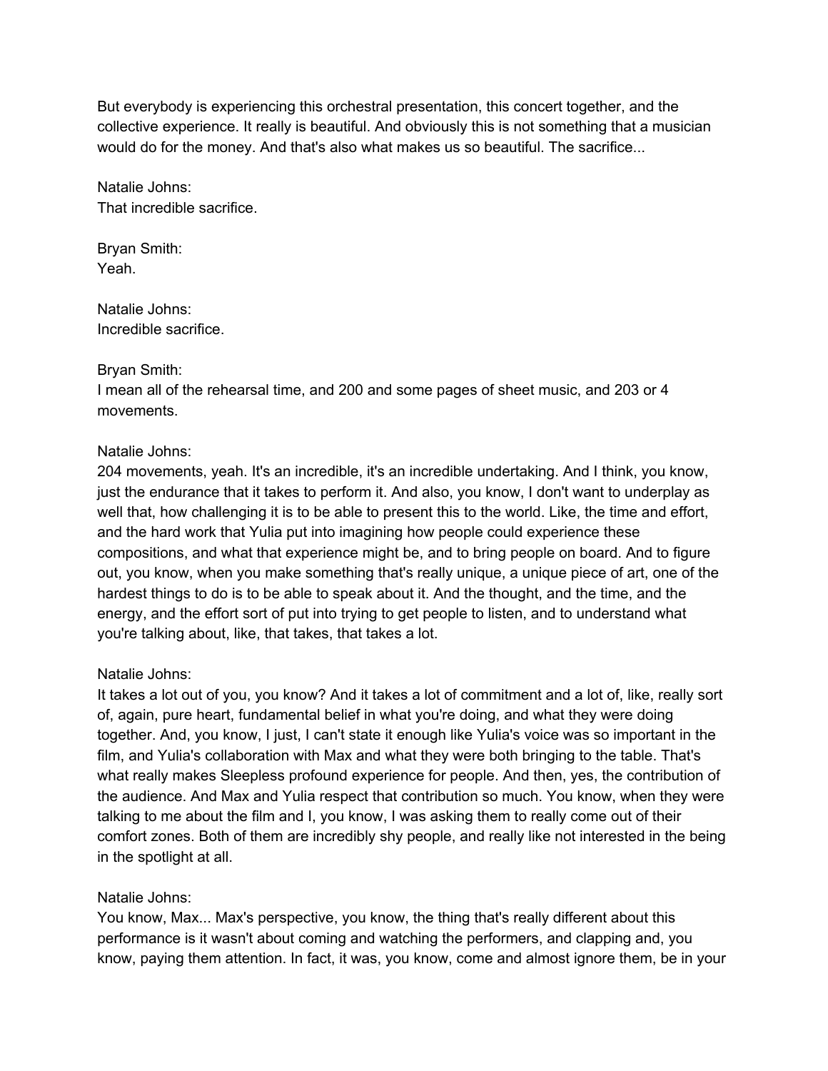But everybody is experiencing this orchestral presentation, this concert together, and the collective experience. It really is beautiful. And obviously this is not something that a musician would do for the money. And that's also what makes us so beautiful. The sacrifice...

Natalie Johns:
That incredible sacrifice.

Bryan Smith:
Yeah.

Natalie Johns:
Incredible sacrifice.

Bryan Smith:
I mean all of the rehearsal time, and 200 and some pages of sheet music, and 203 or 4 movements.

Natalie Johns:
204 movements, yeah. It's an incredible, it's an incredible undertaking. And I think, you know, just the endurance that it takes to perform it. And also, you know, I don't want to underplay as well that, how challenging it is to be able to present this to the world. Like, the time and effort, and the hard work that Yulia put into imagining how people could experience these compositions, and what that experience might be, and to bring people on board. And to figure out, you know, when you make something that's really unique, a unique piece of art, one of the hardest things to do is to be able to speak about it. And the thought, and the time, and the energy, and the effort sort of put into trying to get people to listen, and to understand what you're talking about, like, that takes, that takes a lot.

Natalie Johns:
It takes a lot out of you, you know? And it takes a lot of commitment and a lot of, like, really sort of, again, pure heart, fundamental belief in what you're doing, and what they were doing together. And, you know, I just, I can't state it enough like Yulia's voice was so important in the film, and Yulia's collaboration with Max and what they were both bringing to the table. That's what really makes Sleepless profound experience for people. And then, yes, the contribution of the audience. And Max and Yulia respect that contribution so much. You know, when they were talking to me about the film and I, you know, I was asking them to really come out of their comfort zones. Both of them are incredibly shy people, and really like not interested in the being in the spotlight at all.

Natalie Johns:
You know, Max... Max's perspective, you know, the thing that's really different about this performance is it wasn't about coming and watching the performers, and clapping and, you know, paying them attention. In fact, it was, you know, come and almost ignore them, be in your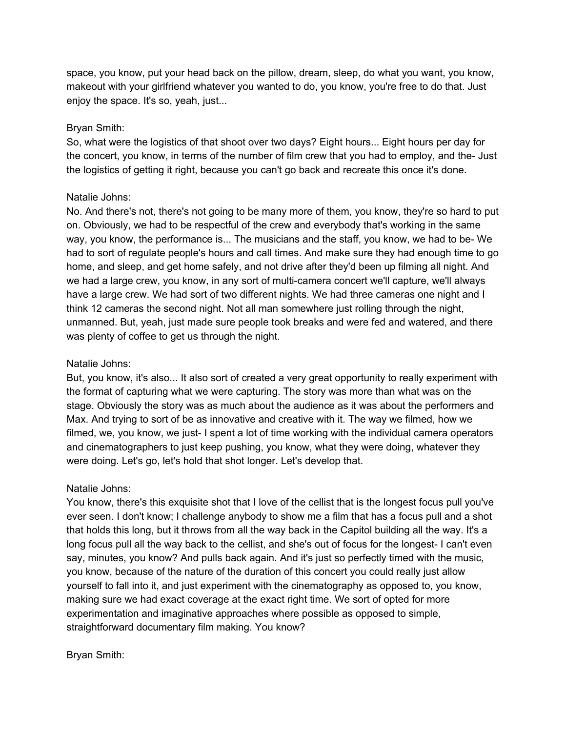space, you know, put your head back on the pillow, dream, sleep, do what you want, you know, makeout with your girlfriend whatever you wanted to do, you know, you're free to do that. Just enjoy the space. It's so, yeah, just...

Bryan Smith:
So, what were the logistics of that shoot over two days? Eight hours... Eight hours per day for the concert, you know, in terms of the number of film crew that you had to employ, and the- Just the logistics of getting it right, because you can't go back and recreate this once it's done.

Natalie Johns:
No. And there's not, there's not going to be many more of them, you know, they're so hard to put on. Obviously, we had to be respectful of the crew and everybody that's working in the same way, you know, the performance is... The musicians and the staff, you know, we had to be- We had to sort of regulate people's hours and call times. And make sure they had enough time to go home, and sleep, and get home safely, and not drive after they'd been up filming all night. And we had a large crew, you know, in any sort of multi-camera concert we'll capture, we'll always have a large crew. We had sort of two different nights. We had three cameras one night and I think 12 cameras the second night. Not all man somewhere just rolling through the night, unmanned. But, yeah, just made sure people took breaks and were fed and watered, and there was plenty of coffee to get us through the night.

Natalie Johns:
But, you know, it's also... It also sort of created a very great opportunity to really experiment with the format of capturing what we were capturing. The story was more than what was on the stage. Obviously the story was as much about the audience as it was about the performers and Max. And trying to sort of be as innovative and creative with it. The way we filmed, how we filmed, we, you know, we just- I spent a lot of time working with the individual camera operators and cinematographers to just keep pushing, you know, what they were doing, whatever they were doing. Let's go, let's hold that shot longer. Let's develop that.

Natalie Johns:
You know, there's this exquisite shot that I love of the cellist that is the longest focus pull you've ever seen. I don't know; I challenge anybody to show me a film that has a focus pull and a shot that holds this long, but it throws from all the way back in the Capitol building all the way. It's a long focus pull all the way back to the cellist, and she's out of focus for the longest- I can't even say, minutes, you know? And pulls back again. And it's just so perfectly timed with the music, you know, because of the nature of the duration of this concert you could really just allow yourself to fall into it, and just experiment with the cinematography as opposed to, you know, making sure we had exact coverage at the exact right time. We sort of opted for more experimentation and imaginative approaches where possible as opposed to simple, straightforward documentary film making. You know?

Bryan Smith: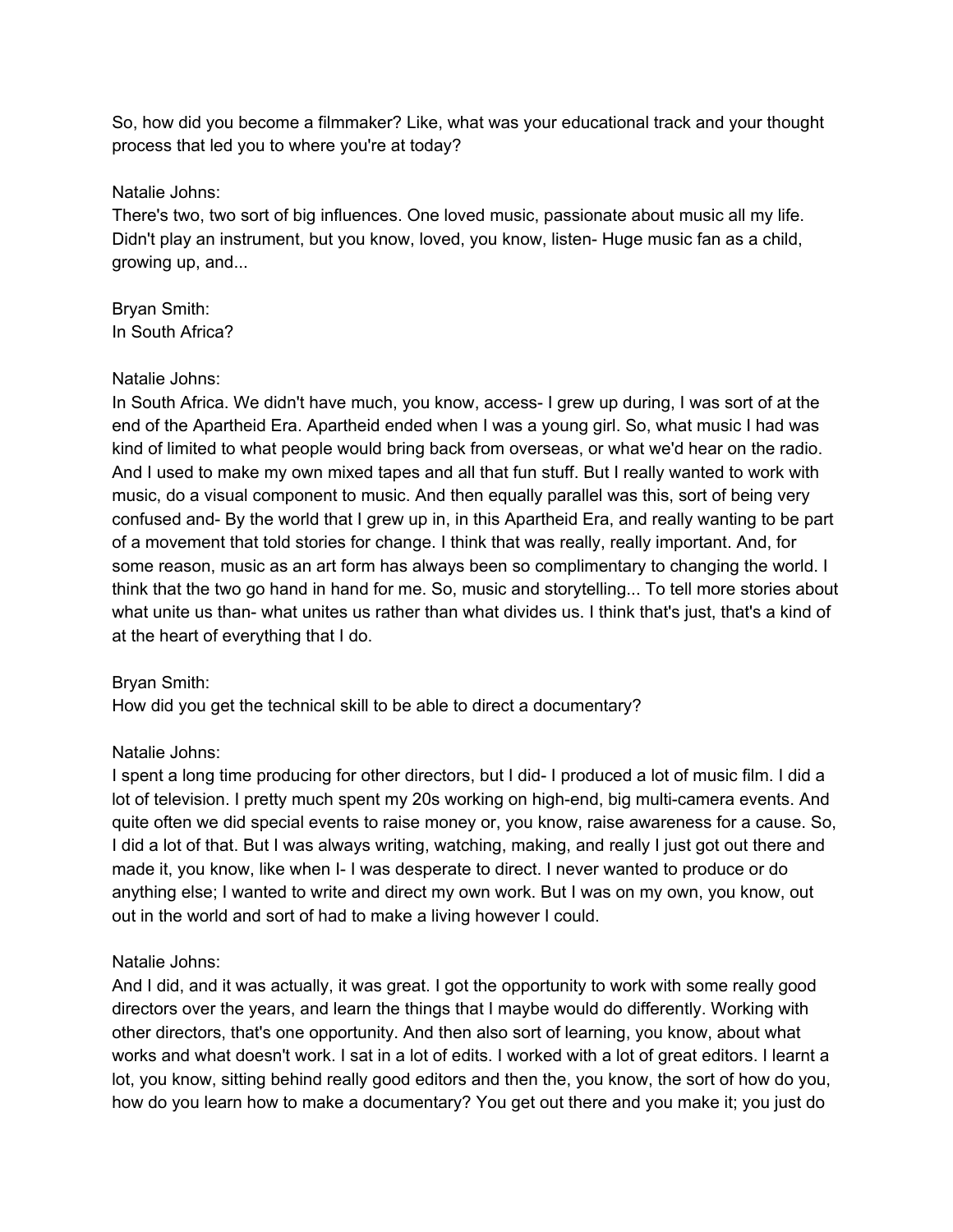So, how did you become a filmmaker? Like, what was your educational track and your thought process that led you to where you're at today?

Natalie Johns:
There's two, two sort of big influences. One loved music, passionate about music all my life. Didn't play an instrument, but you know, loved, you know, listen- Huge music fan as a child, growing up, and...

Bryan Smith:
In South Africa?

Natalie Johns:
In South Africa. We didn't have much, you know, access- I grew up during, I was sort of at the end of the Apartheid Era. Apartheid ended when I was a young girl. So, what music I had was kind of limited to what people would bring back from overseas, or what we'd hear on the radio. And I used to make my own mixed tapes and all that fun stuff. But I really wanted to work with music, do a visual component to music. And then equally parallel was this, sort of being very confused and- By the world that I grew up in, in this Apartheid Era, and really wanting to be part of a movement that told stories for change. I think that was really, really important. And, for some reason, music as an art form has always been so complimentary to changing the world. I think that the two go hand in hand for me. So, music and storytelling... To tell more stories about what unite us than- what unites us rather than what divides us. I think that's just, that's a kind of at the heart of everything that I do.

Bryan Smith:
How did you get the technical skill to be able to direct a documentary?

Natalie Johns:
I spent a long time producing for other directors, but I did- I produced a lot of music film. I did a lot of television. I pretty much spent my 20s working on high-end, big multi-camera events. And quite often we did special events to raise money or, you know, raise awareness for a cause. So, I did a lot of that. But I was always writing, watching, making, and really I just got out there and made it, you know, like when I- I was desperate to direct. I never wanted to produce or do anything else; I wanted to write and direct my own work. But I was on my own, you know, out out in the world and sort of had to make a living however I could.

Natalie Johns:
And I did, and it was actually, it was great. I got the opportunity to work with some really good directors over the years, and learn the things that I maybe would do differently. Working with other directors, that's one opportunity. And then also sort of learning, you know, about what works and what doesn't work. I sat in a lot of edits. I worked with a lot of great editors. I learnt a lot, you know, sitting behind really good editors and then the, you know, the sort of how do you, how do you learn how to make a documentary? You get out there and you make it; you just do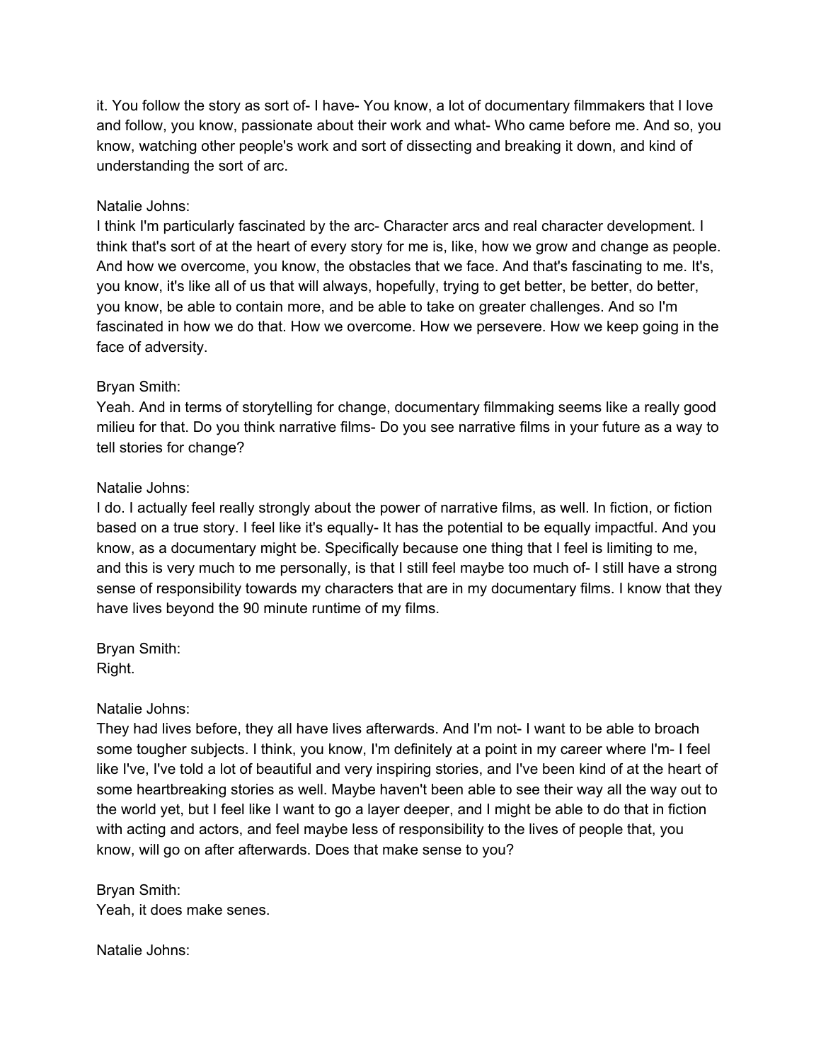it. You follow the story as sort of- I have- You know, a lot of documentary filmmakers that I love and follow, you know, passionate about their work and what- Who came before me. And so, you know, watching other people's work and sort of dissecting and breaking it down, and kind of understanding the sort of arc.

Natalie Johns:
I think I'm particularly fascinated by the arc- Character arcs and real character development. I think that's sort of at the heart of every story for me is, like, how we grow and change as people. And how we overcome, you know, the obstacles that we face. And that's fascinating to me. It's, you know, it's like all of us that will always, hopefully, trying to get better, be better, do better, you know, be able to contain more, and be able to take on greater challenges. And so I'm fascinated in how we do that. How we overcome. How we persevere. How we keep going in the face of adversity.

Bryan Smith:
Yeah. And in terms of storytelling for change, documentary filmmaking seems like a really good milieu for that. Do you think narrative films- Do you see narrative films in your future as a way to tell stories for change?

Natalie Johns:
I do. I actually feel really strongly about the power of narrative films, as well. In fiction, or fiction based on a true story. I feel like it's equally- It has the potential to be equally impactful. And you know, as a documentary might be. Specifically because one thing that I feel is limiting to me, and this is very much to me personally, is that I still feel maybe too much of- I still have a strong sense of responsibility towards my characters that are in my documentary films. I know that they have lives beyond the 90 minute runtime of my films.

Bryan Smith:
Right.

Natalie Johns:
They had lives before, they all have lives afterwards. And I'm not- I want to be able to broach some tougher subjects. I think, you know, I'm definitely at a point in my career where I'm- I feel like I've, I've told a lot of beautiful and very inspiring stories, and I've been kind of at the heart of some heartbreaking stories as well. Maybe haven't been able to see their way all the way out to the world yet, but I feel like I want to go a layer deeper, and I might be able to do that in fiction with acting and actors, and feel maybe less of responsibility to the lives of people that, you know, will go on after afterwards. Does that make sense to you?

Bryan Smith:
Yeah, it does make senes.

Natalie Johns: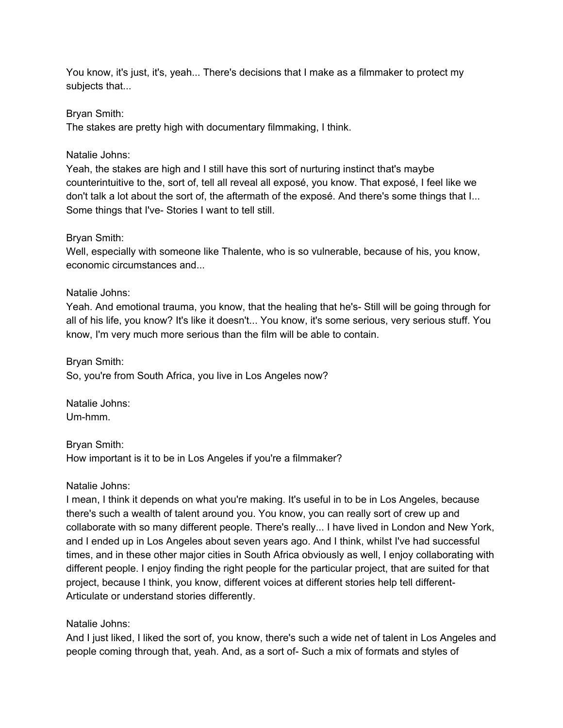You know, it's just, it's, yeah... There's decisions that I make as a filmmaker to protect my subjects that...

Bryan Smith:
The stakes are pretty high with documentary filmmaking, I think.

Natalie Johns:
Yeah, the stakes are high and I still have this sort of nurturing instinct that's maybe counterintuitive to the, sort of, tell all reveal all exposé, you know. That exposé, I feel like we don't talk a lot about the sort of, the aftermath of the exposé. And there's some things that I... Some things that I've- Stories I want to tell still.

Bryan Smith:
Well, especially with someone like Thalente, who is so vulnerable, because of his, you know, economic circumstances and...

Natalie Johns:
Yeah. And emotional trauma, you know, that the healing that he's- Still will be going through for all of his life, you know? It's like it doesn't... You know, it's some serious, very serious stuff. You know, I'm very much more serious than the film will be able to contain.

Bryan Smith:
So, you're from South Africa, you live in Los Angeles now?

Natalie Johns:
Um-hmm.

Bryan Smith:
How important is it to be in Los Angeles if you're a filmmaker?

Natalie Johns:
I mean, I think it depends on what you're making. It's useful in to be in Los Angeles, because there's such a wealth of talent around you. You know, you can really sort of crew up and collaborate with so many different people. There's really... I have lived in London and New York, and I ended up in Los Angeles about seven years ago. And I think, whilst I've had successful times, and in these other major cities in South Africa obviously as well, I enjoy collaborating with different people. I enjoy finding the right people for the particular project, that are suited for that project, because I think, you know, different voices at different stories help tell different- Articulate or understand stories differently.

Natalie Johns:
And I just liked, I liked the sort of, you know, there's such a wide net of talent in Los Angeles and people coming through that, yeah. And, as a sort of- Such a mix of formats and styles of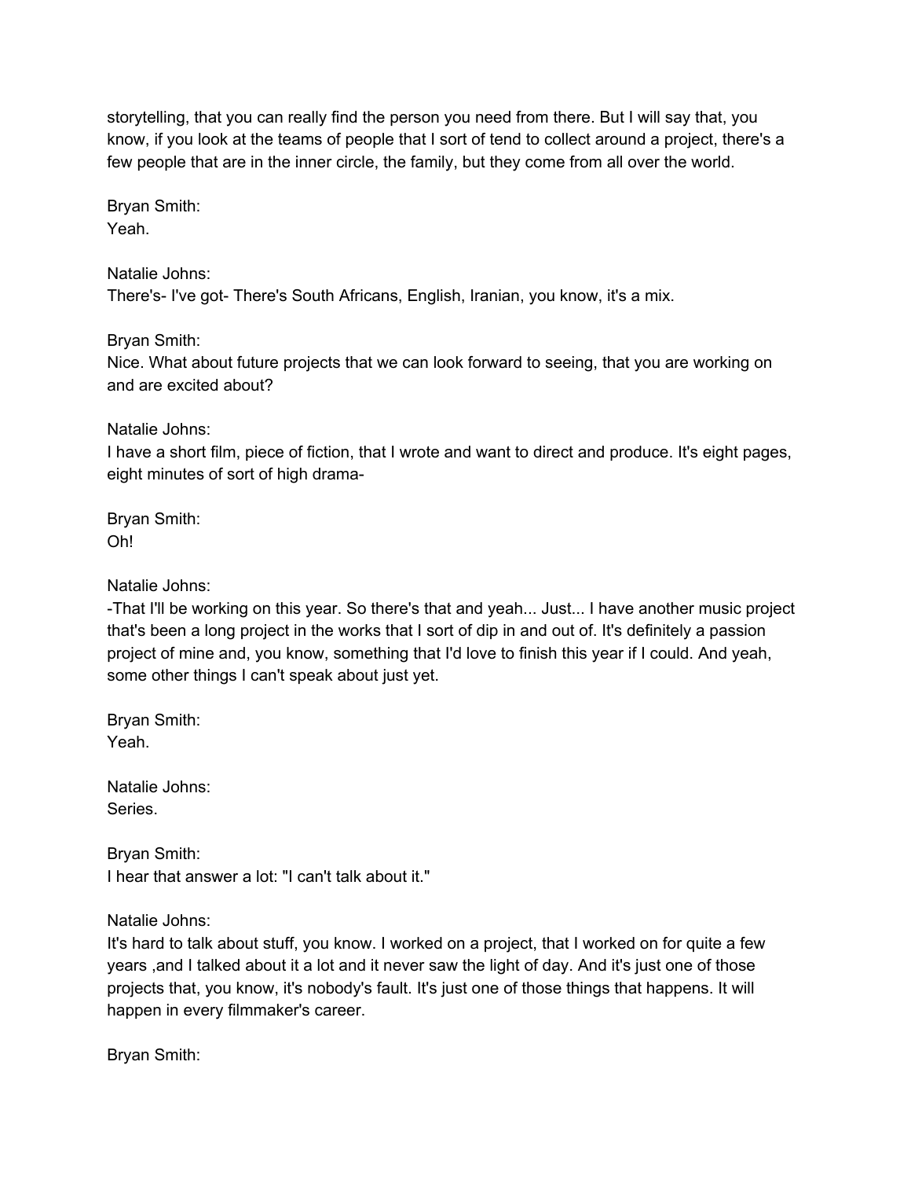storytelling, that you can really find the person you need from there. But I will say that, you know, if you look at the teams of people that I sort of tend to collect around a project, there's a few people that are in the inner circle, the family, but they come from all over the world.

Bryan Smith:
Yeah.

Natalie Johns:
There's- I've got- There's South Africans, English, Iranian, you know, it's a mix.

Bryan Smith:
Nice. What about future projects that we can look forward to seeing, that you are working on and are excited about?

Natalie Johns:
I have a short film, piece of fiction, that I wrote and want to direct and produce. It's eight pages, eight minutes of sort of high drama-

Bryan Smith:
Oh!

Natalie Johns:
-That I'll be working on this year. So there's that and yeah... Just... I have another music project that's been a long project in the works that I sort of dip in and out of. It's definitely a passion project of mine and, you know, something that I'd love to finish this year if I could. And yeah, some other things I can't speak about just yet.

Bryan Smith:
Yeah.

Natalie Johns:
Series.

Bryan Smith:
I hear that answer a lot: "I can't talk about it."

Natalie Johns:
It's hard to talk about stuff, you know. I worked on a project, that I worked on for quite a few years ,and I talked about it a lot and it never saw the light of day. And it's just one of those projects that, you know, it's nobody's fault. It's just one of those things that happens. It will happen in every filmmaker's career.

Bryan Smith: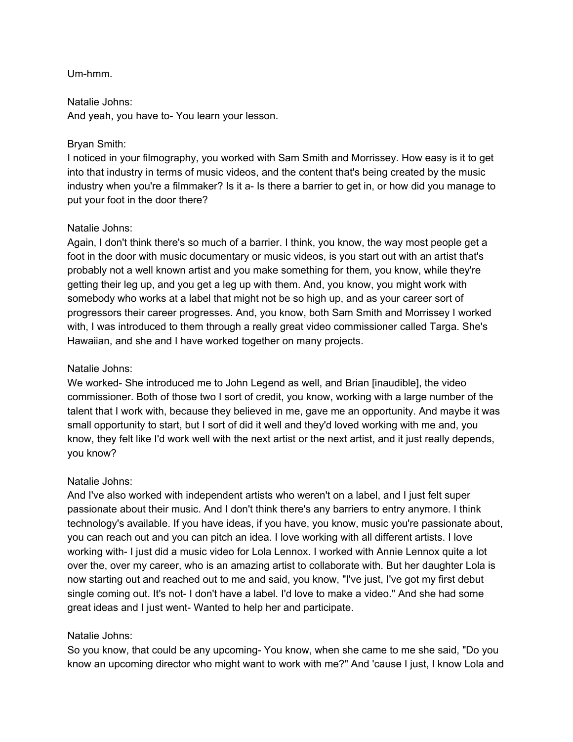Um-hmm.

Natalie Johns:
And yeah, you have to- You learn your lesson.

Bryan Smith:
I noticed in your filmography, you worked with Sam Smith and Morrissey. How easy is it to get into that industry in terms of music videos, and the content that's being created by the music industry when you're a filmmaker? Is it a- Is there a barrier to get in, or how did you manage to put your foot in the door there?

Natalie Johns:
Again, I don't think there's so much of a barrier. I think, you know, the way most people get a foot in the door with music documentary or music videos, is you start out with an artist that's probably not a well known artist and you make something for them, you know, while they're getting their leg up, and you get a leg up with them. And, you know, you might work with somebody who works at a label that might not be so high up, and as your career sort of progressors their career progresses. And, you know, both Sam Smith and Morrissey I worked with, I was introduced to them through a really great video commissioner called Targa. She's Hawaiian, and she and I have worked together on many projects.

Natalie Johns:
We worked- She introduced me to John Legend as well, and Brian [inaudible], the video commissioner. Both of those two I sort of credit, you know, working with a large number of the talent that I work with, because they believed in me, gave me an opportunity. And maybe it was small opportunity to start, but I sort of did it well and they'd loved working with me and, you know, they felt like I'd work well with the next artist or the next artist, and it just really depends, you know?

Natalie Johns:
And I've also worked with independent artists who weren't on a label, and I just felt super passionate about their music. And I don't think there's any barriers to entry anymore. I think technology's available. If you have ideas, if you have, you know, music you're passionate about, you can reach out and you can pitch an idea. I love working with all different artists. I love working with- I just did a music video for Lola Lennox. I worked with Annie Lennox quite a lot over the, over my career, who is an amazing artist to collaborate with. But her daughter Lola is now starting out and reached out to me and said, you know, "I've just, I've got my first debut single coming out. It's not- I don't have a label. I'd love to make a video." And she had some great ideas and I just went- Wanted to help her and participate.

Natalie Johns:
So you know, that could be any upcoming- You know, when she came to me she said, "Do you know an upcoming director who might want to work with me?" And 'cause I just, I know Lola and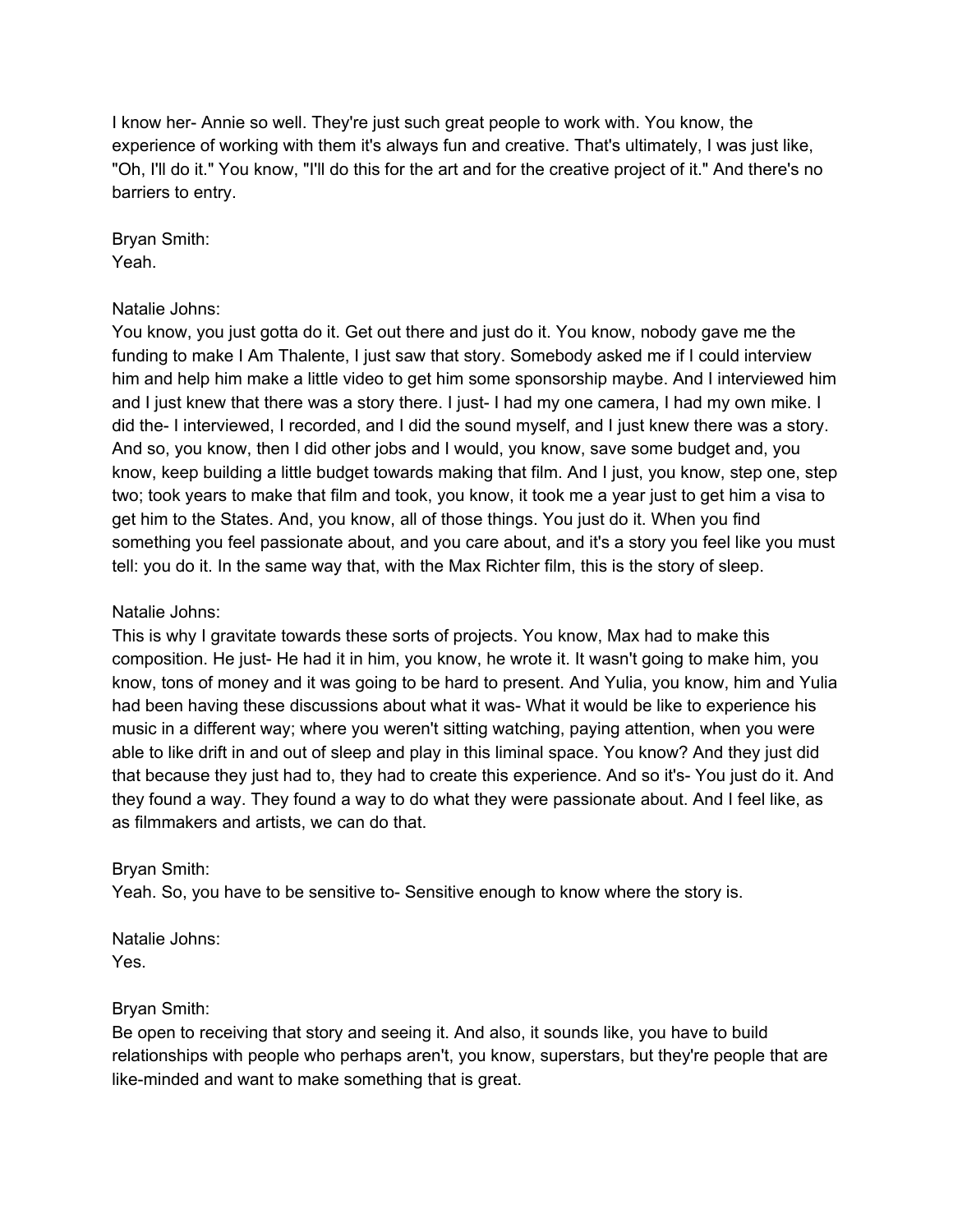I know her- Annie so well. They're just such great people to work with. You know, the experience of working with them it's always fun and creative. That's ultimately, I was just like, "Oh, I'll do it." You know, "I'll do this for the art and for the creative project of it." And there's no barriers to entry.

Bryan Smith:
Yeah.

Natalie Johns:
You know, you just gotta do it. Get out there and just do it. You know, nobody gave me the funding to make I Am Thalente, I just saw that story. Somebody asked me if I could interview him and help him make a little video to get him some sponsorship maybe. And I interviewed him and I just knew that there was a story there. I just- I had my one camera, I had my own mike. I did the- I interviewed, I recorded, and I did the sound myself, and I just knew there was a story. And so, you know, then I did other jobs and I would, you know, save some budget and, you know, keep building a little budget towards making that film. And I just, you know, step one, step two; took years to make that film and took, you know, it took me a year just to get him a visa to get him to the States. And, you know, all of those things. You just do it. When you find something you feel passionate about, and you care about, and it's a story you feel like you must tell: you do it. In the same way that, with the Max Richter film, this is the story of sleep.

Natalie Johns:
This is why I gravitate towards these sorts of projects. You know, Max had to make this composition. He just- He had it in him, you know, he wrote it. It wasn't going to make him, you know, tons of money and it was going to be hard to present. And Yulia, you know, him and Yulia had been having these discussions about what it was- What it would be like to experience his music in a different way; where you weren't sitting watching, paying attention, when you were able to like drift in and out of sleep and play in this liminal space. You know? And they just did that because they just had to, they had to create this experience. And so it's- You just do it. And they found a way. They found a way to do what they were passionate about. And I feel like, as as filmmakers and artists, we can do that.

Bryan Smith:
Yeah. So, you have to be sensitive to- Sensitive enough to know where the story is.

Natalie Johns:
Yes.

Bryan Smith:
Be open to receiving that story and seeing it. And also, it sounds like, you have to build relationships with people who perhaps aren't, you know, superstars, but they're people that are like-minded and want to make something that is great.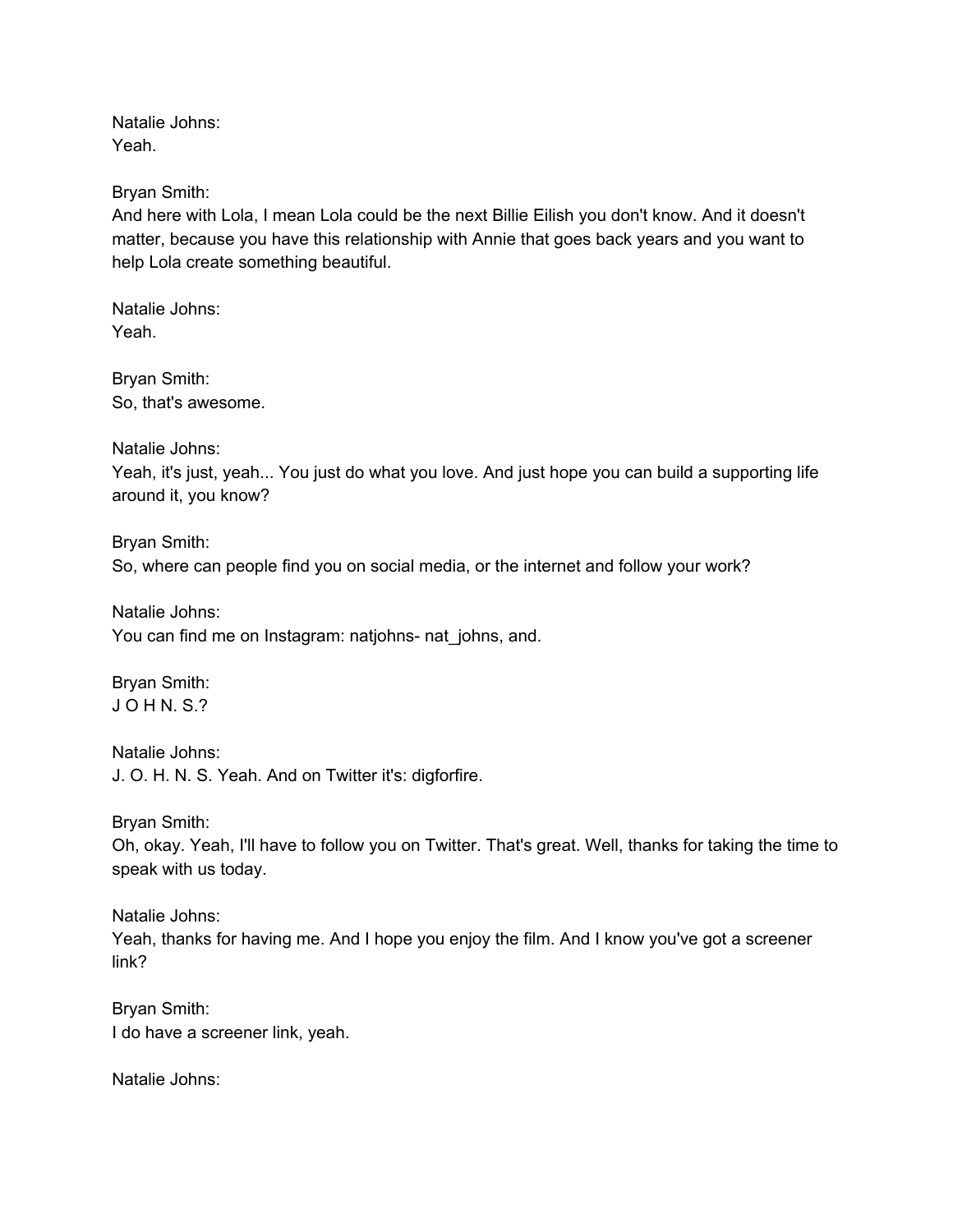Natalie Johns:
Yeah.

Bryan Smith:
And here with Lola, I mean Lola could be the next Billie Eilish you don't know. And it doesn't matter, because you have this relationship with Annie that goes back years and you want to help Lola create something beautiful.

Natalie Johns:
Yeah.

Bryan Smith:
So, that's awesome.

Natalie Johns:
Yeah, it's just, yeah... You just do what you love. And just hope you can build a supporting life around it, you know?

Bryan Smith:
So, where can people find you on social media, or the internet and follow your work?

Natalie Johns:
You can find me on Instagram: natjohns- nat_johns, and.

Bryan Smith:
J O H N. S.?

Natalie Johns:
J. O. H. N. S. Yeah. And on Twitter it's: digforfire.

Bryan Smith:
Oh, okay. Yeah, I'll have to follow you on Twitter. That's great. Well, thanks for taking the time to speak with us today.

Natalie Johns:
Yeah, thanks for having me. And I hope you enjoy the film. And I know you've got a screener link?

Bryan Smith:
I do have a screener link, yeah.

Natalie Johns: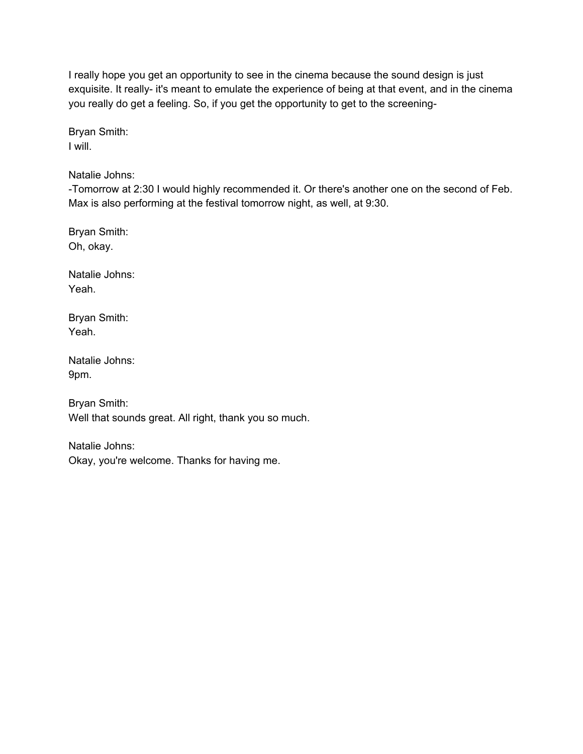I really hope you get an opportunity to see in the cinema because the sound design is just exquisite. It really- it's meant to emulate the experience of being at that event, and in the cinema you really do get a feeling. So, if you get the opportunity to get to the screening-

Bryan Smith:
I will.

Natalie Johns:
-Tomorrow at 2:30 I would highly recommended it. Or there's another one on the second of Feb. Max is also performing at the festival tomorrow night, as well, at 9:30.

Bryan Smith:
Oh, okay.

Natalie Johns:
Yeah.

Bryan Smith:
Yeah.

Natalie Johns:
9pm.

Bryan Smith:
Well that sounds great. All right, thank you so much.

Natalie Johns:
Okay, you're welcome. Thanks for having me.